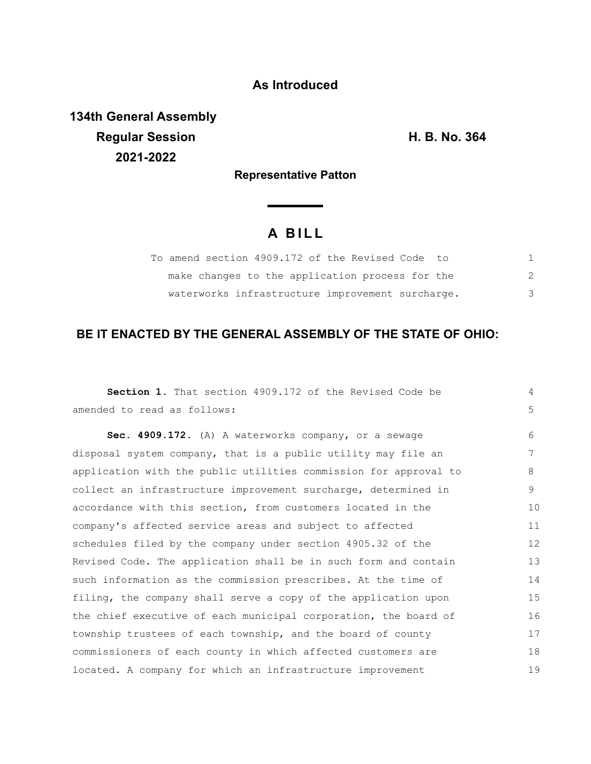**As Introduced**

**134th General Assembly**
**Regular Session**
**2021-2022**

**H. B. No. 364**

**Representative Patton**

# A BILL

To amend section 4909.172 of the Revised Code to make changes to the application process for the waterworks infrastructure improvement surcharge.

**BE IT ENACTED BY THE GENERAL ASSEMBLY OF THE STATE OF OHIO:**

**Section 1.** That section 4909.172 of the Revised Code be amended to read as follows:

**Sec. 4909.172.** (A) A waterworks company, or a sewage disposal system company, that is a public utility may file an application with the public utilities commission for approval to collect an infrastructure improvement surcharge, determined in accordance with this section, from customers located in the company's affected service areas and subject to affected schedules filed by the company under section 4905.32 of the Revised Code. The application shall be in such form and contain such information as the commission prescribes. At the time of filing, the company shall serve a copy of the application upon the chief executive of each municipal corporation, the board of township trustees of each township, and the board of county commissioners of each county in which affected customers are located. A company for which an infrastructure improvement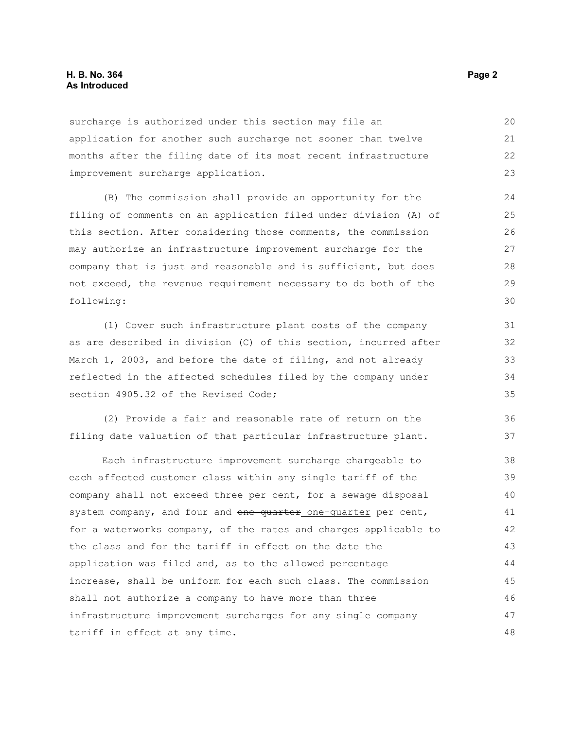surcharge is authorized under this section may file an application for another such surcharge not sooner than twelve months after the filing date of its most recent infrastructure improvement surcharge application.

(B) The commission shall provide an opportunity for the filing of comments on an application filed under division (A) of this section. After considering those comments, the commission may authorize an infrastructure improvement surcharge for the company that is just and reasonable and is sufficient, but does not exceed, the revenue requirement necessary to do both of the following:

(1) Cover such infrastructure plant costs of the company as are described in division (C) of this section, incurred after March 1, 2003, and before the date of filing, and not already reflected in the affected schedules filed by the company under section 4905.32 of the Revised Code;

(2) Provide a fair and reasonable rate of return on the filing date valuation of that particular infrastructure plant.

Each infrastructure improvement surcharge chargeable to each affected customer class within any single tariff of the company shall not exceed three per cent, for a sewage disposal system company, and four and ~~one quarter~~ one-quarter per cent, for a waterworks company, of the rates and charges applicable to the class and for the tariff in effect on the date the application was filed and, as to the allowed percentage increase, shall be uniform for each such class. The commission shall not authorize a company to have more than three infrastructure improvement surcharges for any single company tariff in effect at any time.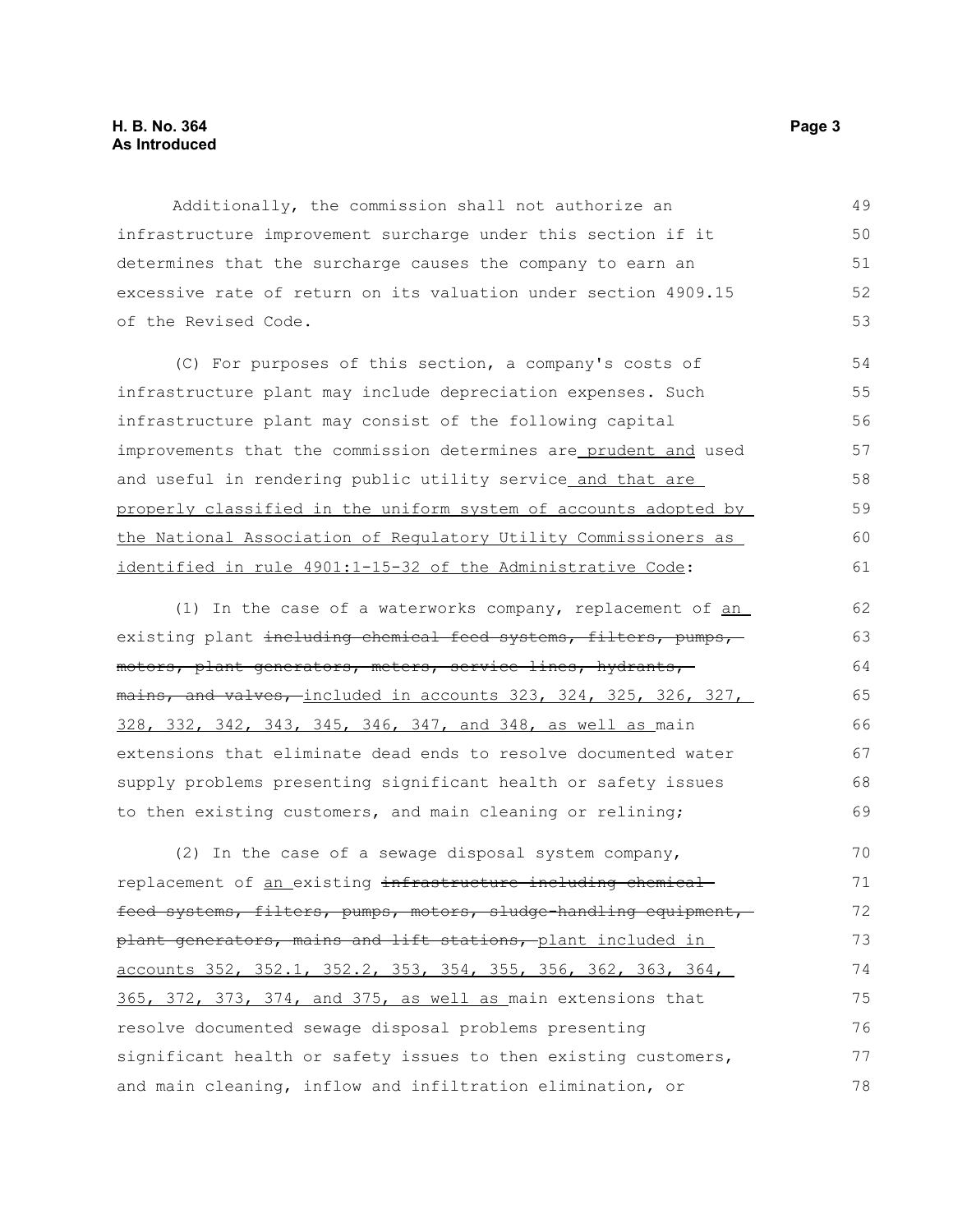Additionally, the commission shall not authorize an infrastructure improvement surcharge under this section if it determines that the surcharge causes the company to earn an excessive rate of return on its valuation under section 4909.15 of the Revised Code.

(C) For purposes of this section, a company's costs of infrastructure plant may include depreciation expenses. Such infrastructure plant may consist of the following capital improvements that the commission determines are <u>prudent and</u> used and useful in rendering public utility service <u>and that are properly classified in the uniform system of accounts adopted by the National Association of Regulatory Utility Commissioners as identified in rule 4901:1-15-32 of the Administrative Code</u>:

(1) In the case of a waterworks company, replacement of <u>an</u> existing plant ~~including chemical feed systems, filters, pumps, motors, plant generators, meters, service lines, hydrants, mains, and valves,~~ <u>included in accounts 323, 324, 325, 326, 327, 328, 332, 342, 343, 345, 346, 347, and 348, as well as</u> main extensions that eliminate dead ends to resolve documented water supply problems presenting significant health or safety issues to then existing customers, and main cleaning or relining;

(2) In the case of a sewage disposal system company, replacement of <u>an</u> existing ~~infrastructure including chemical feed systems, filters, pumps, motors, sludge-handling equipment, plant generators, mains and lift stations,~~ <u>plant included in accounts 352, 352.1, 352.2, 353, 354, 355, 356, 362, 363, 364, 365, 372, 373, 374, and 375, as well as</u> main extensions that resolve documented sewage disposal problems presenting significant health or safety issues to then existing customers, and main cleaning, inflow and infiltration elimination, or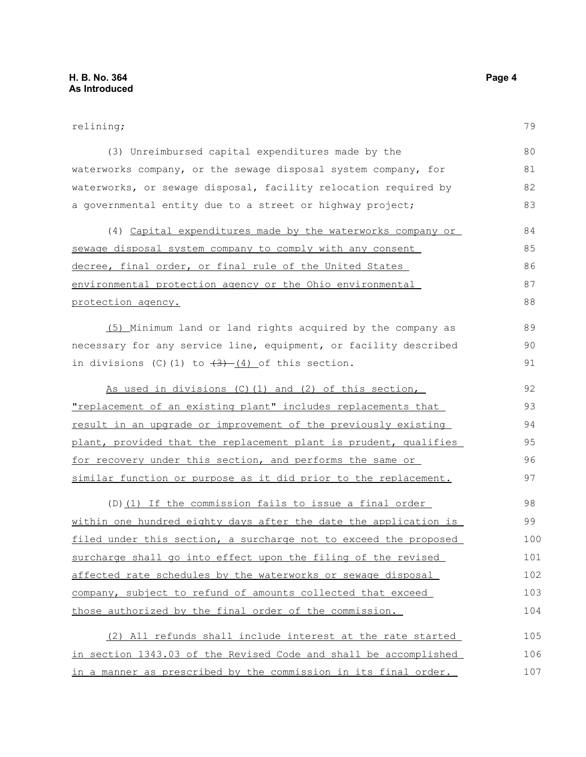relining;

(3) Unreimbursed capital expenditures made by the waterworks company, or the sewage disposal system company, for waterworks, or sewage disposal, facility relocation required by a governmental entity due to a street or highway project;

(4) Capital expenditures made by the waterworks company or sewage disposal system company to comply with any consent decree, final order, or final rule of the United States environmental protection agency or the Ohio environmental protection agency.

(5) Minimum land or land rights acquired by the company as necessary for any service line, equipment, or facility described in divisions (C)(1) to ~~(3)~~ (4) of this section.

As used in divisions (C)(1) and (2) of this section, "replacement of an existing plant" includes replacements that result in an upgrade or improvement of the previously existing plant, provided that the replacement plant is prudent, qualifies for recovery under this section, and performs the same or similar function or purpose as it did prior to the replacement.

(D)(1) If the commission fails to issue a final order within one hundred eighty days after the date the application is filed under this section, a surcharge not to exceed the proposed surcharge shall go into effect upon the filing of the revised affected rate schedules by the waterworks or sewage disposal company, subject to refund of amounts collected that exceed those authorized by the final order of the commission.

(2) All refunds shall include interest at the rate started in section 1343.03 of the Revised Code and shall be accomplished in a manner as prescribed by the commission in its final order.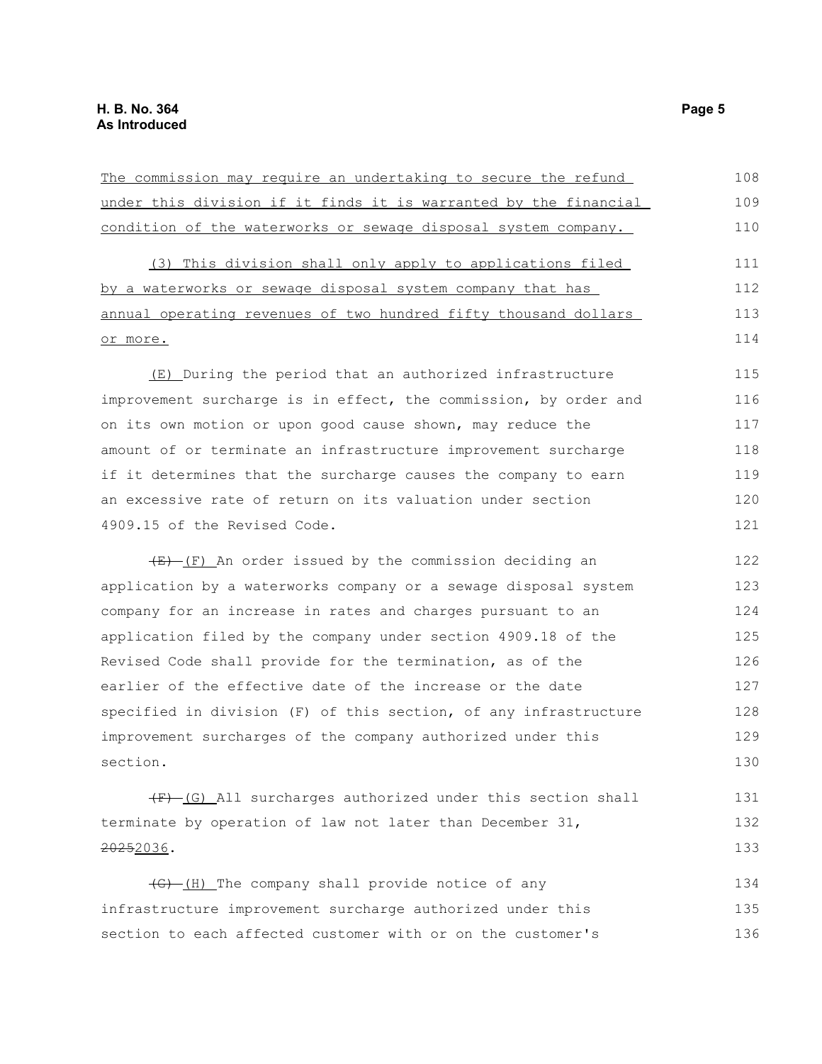The commission may require an undertaking to secure the refund under this division if it finds it is warranted by the financial condition of the waterworks or sewage disposal system company.

(3) This division shall only apply to applications filed by a waterworks or sewage disposal system company that has annual operating revenues of two hundred fifty thousand dollars or more.

(E) During the period that an authorized infrastructure improvement surcharge is in effect, the commission, by order and on its own motion or upon good cause shown, may reduce the amount of or terminate an infrastructure improvement surcharge if it determines that the surcharge causes the company to earn an excessive rate of return on its valuation under section 4909.15 of the Revised Code.

~~(E)~~ (F) An order issued by the commission deciding an application by a waterworks company or a sewage disposal system company for an increase in rates and charges pursuant to an application filed by the company under section 4909.18 of the Revised Code shall provide for the termination, as of the earlier of the effective date of the increase or the date specified in division (F) of this section, of any infrastructure improvement surcharges of the company authorized under this section.

~~(F)~~ (G) All surcharges authorized under this section shall terminate by operation of law not later than December 31, ~~2025~~2036.

~~(G)~~ (H) The company shall provide notice of any infrastructure improvement surcharge authorized under this section to each affected customer with or on the customer's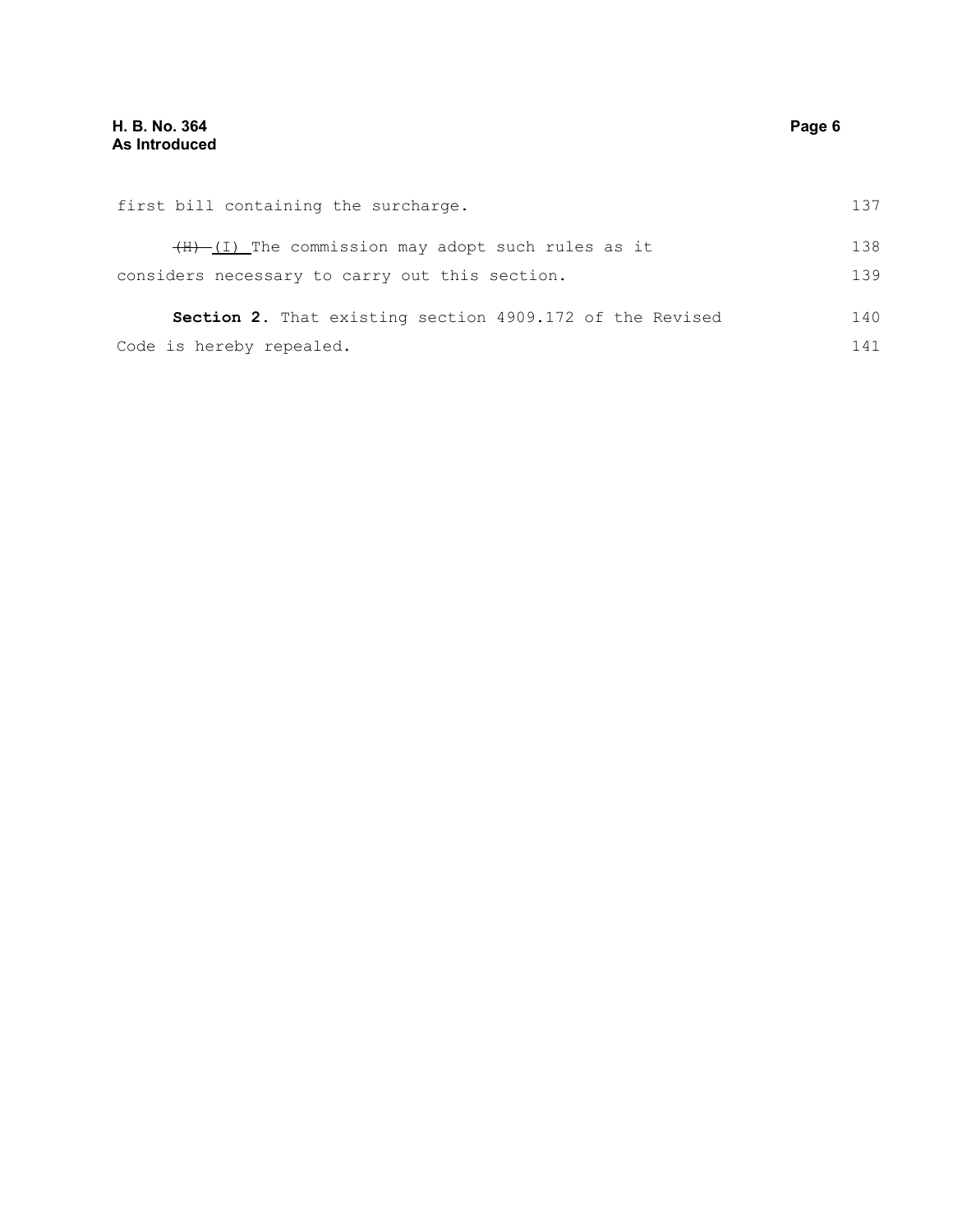first bill containing the surcharge.

~~(H)~~ (I) The commission may adopt such rules as it considers necessary to carry out this section.

**Section 2.** That existing section 4909.172 of the Revised Code is hereby repealed.